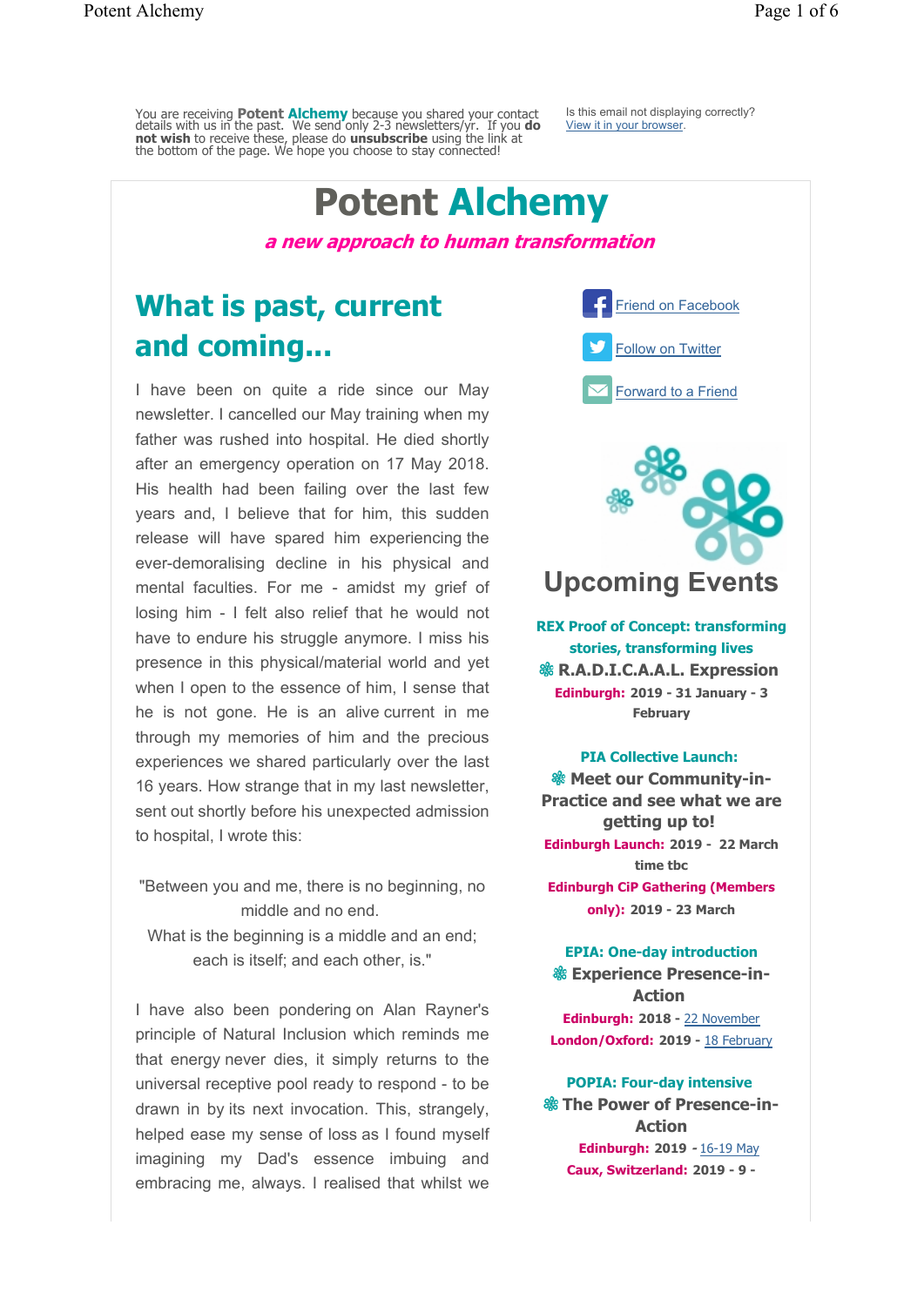You are receiving **Potent Alchemy** because you shared your contact details with us in the past. We send only 2-3 newsletters/yr. If you **do not wish** to receive these, please do **unsubscribe** using the link at the bottom of the page. We hope you choose to stay connected!

Is this email not displaying correctly?
View it in your browser.

# Potent Alchemy

***a new approach to human transformation***

## What is past, current and coming...

I have been on quite a ride since our May newsletter. I cancelled our May training when my father was rushed into hospital. He died shortly after an emergency operation on 17 May 2018. His health had been failing over the last few years and, I believe that for him, this sudden release will have spared him experiencing the ever-demoralising decline in his physical and mental faculties. For me - amidst my grief of losing him - I felt also relief that he would not have to endure his struggle anymore. I miss his presence in this physical/material world and yet when I open to the essence of him, I sense that he is not gone. He is an alive current in me through my memories of him and the precious experiences we shared particularly over the last 16 years. How strange that in my last newsletter, sent out shortly before his unexpected admission to hospital, I wrote this:

"Between you and me, there is no beginning, no middle and no end.
What is the beginning is a middle and an end;
each is itself; and each other, is."

I have also been pondering on Alan Rayner's principle of Natural Inclusion which reminds me that energy never dies, it simply returns to the universal receptive pool ready to respond - to be drawn in by its next invocation. This, strangely, helped ease my sense of loss as I found myself imagining my Dad's essence imbuing and embracing me, always. I realised that whilst we

Friend on Facebook

Follow on Twitter

Forward to a Friend

## Upcoming Events

**REX Proof of Concept: transforming stories, transforming lives**
**R.A.D.I.C.A.A.L. Expression**
**Edinburgh:** 2019 - 31 January - 3 February

**PIA Collective Launch:**
**Meet our Community-in-Practice and see what we are getting up to!**
**Edinburgh Launch:** 2019 - 22 March time tbc
**Edinburgh CiP Gathering (Members only):** 2019 - 23 March

**EPIA: One-day introduction**
**Experience Presence-in-Action**
**Edinburgh:** 2018 - 22 November
**London/Oxford:** 2019 - 18 February

**POPIA: Four-day intensive**
**The Power of Presence-in-Action**
**Edinburgh:** 2019 - 16-19 May
**Caux, Switzerland:** 2019 - 9 -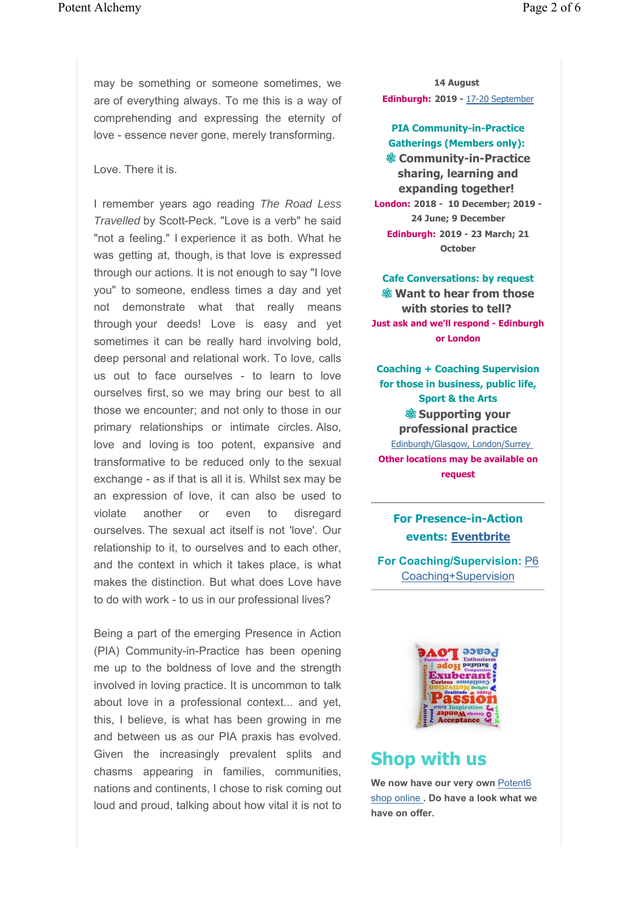may be something or someone sometimes, we are of everything always. To me this is a way of comprehending and expressing the eternity of love - essence never gone, merely transforming.

Love. There it is.

I remember years ago reading *The Road Less Travelled* by Scott-Peck. "Love is a verb" he said "not a feeling." I experience it as both. What he was getting at, though, is that love is expressed through our actions. It is not enough to say "I love you" to someone, endless times a day and yet not demonstrate what that really means through your deeds! Love is easy and yet sometimes it can be really hard involving bold, deep personal and relational work. To love, calls us out to face ourselves - to learn to love ourselves first, so we may bring our best to all those we encounter; and not only to those in our primary relationships or intimate circles. Also, love and loving is too potent, expansive and transformative to be reduced only to the sexual exchange - as if that is all it is. Whilst sex may be an expression of love, it can also be used to violate another or even to disregard ourselves. The sexual act itself is not 'love'. Our relationship to it, to ourselves and to each other, and the context in which it takes place, is what makes the distinction. But what does Love have to do with work - to us in our professional lives?

Being a part of the emerging Presence in Action (PIA) Community-in-Practice has been opening me up to the boldness of love and the strength involved in loving practice. It is uncommon to talk about love in a professional context... and yet, this, I believe, is what has been growing in me and between us as our PIA praxis has evolved. Given the increasingly prevalent splits and chasms appearing in families, communities, nations and continents, I chose to risk coming out loud and proud, talking about how vital it is not to

**14 August**
**Edinburgh: 2019 -** 17-20 September

**PIA Community-in-Practice Gatherings (Members only):**
**❀ Community-in-Practice sharing, learning and expanding together!**
**London: 2018 - 10 December; 2019 - 24 June; 9 December**
**Edinburgh: 2019 - 23 March; 21 October**

**Cafe Conversations: by request**
**❀ Want to hear from those with stories to tell?**
**Just ask and we'll respond - Edinburgh or London**

**Coaching + Coaching Supervision for those in business, public life, Sport & the Arts**
**❀ Supporting your professional practice**
Edinburgh/Glasgow, London/Surrey
**Other locations may be available on request**

---

**For Presence-in-Action events: Eventbrite**

**For Coaching/Supervision:** P6 Coaching+Supervision

---

## Shop with us

**We now have our very own** Potent6 shop online **. Do have a look what we have on offer.**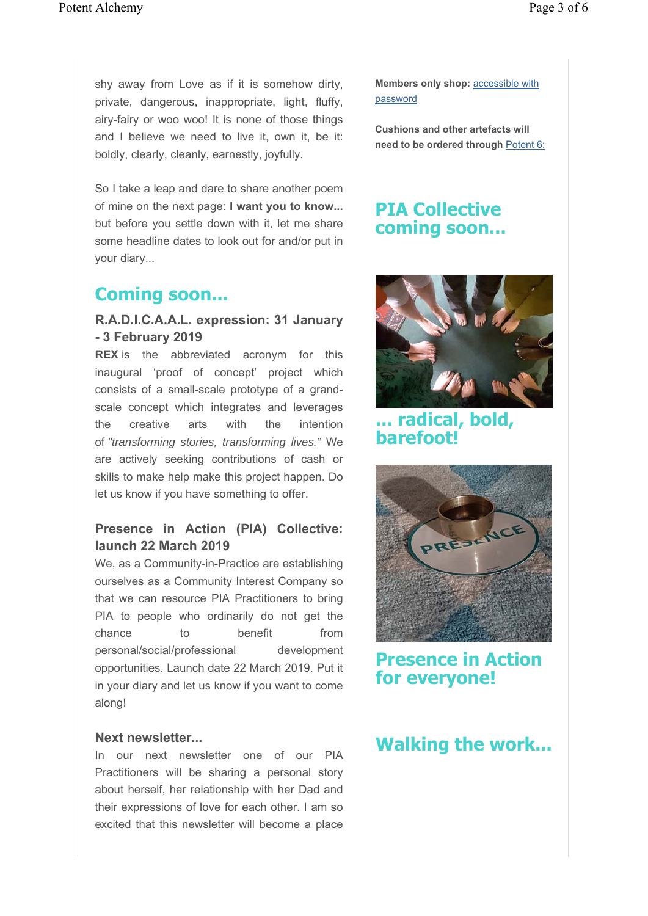shy away from Love as if it is somehow dirty, private, dangerous, inappropriate, light, fluffy, airy-fairy or woo woo! It is none of those things and I believe we need to live it, own it, be it: boldly, clearly, cleanly, earnestly, joyfully.

So I take a leap and dare to share another poem of mine on the next page: **I want you to know...** but before you settle down with it, let me share some headline dates to look out for and/or put in your diary...

## Coming soon...

### R.A.D.I.C.A.A.L. expression: 31 January - 3 February 2019

**REX** is the abbreviated acronym for this inaugural 'proof of concept' project which consists of a small-scale prototype of a grand-scale concept which integrates and leverages the creative arts with the intention of *"transforming stories, transforming lives."* We are actively seeking contributions of cash or skills to make help make this project happen. Do let us know if you have something to offer.

### Presence in Action (PIA) Collective: launch 22 March 2019

We, as a Community-in-Practice are establishing ourselves as a Community Interest Company so that we can resource PIA Practitioners to bring PIA to people who ordinarily do not get the chance to benefit from personal/social/professional development opportunities. Launch date 22 March 2019. Put it in your diary and let us know if you want to come along!

### Next newsletter...

In our next newsletter one of our PIA Practitioners will be sharing a personal story about herself, her relationship with her Dad and their expressions of love for each other. I am so excited that this newsletter will become a place

**Members only shop:** [accessible with password]

**Cushions and other artefacts will need to be ordered through** [Potent 6:]

## PIA Collective coming soon...

## ... radical, bold, barefoot!

## Presence in Action for everyone!

## Walking the work...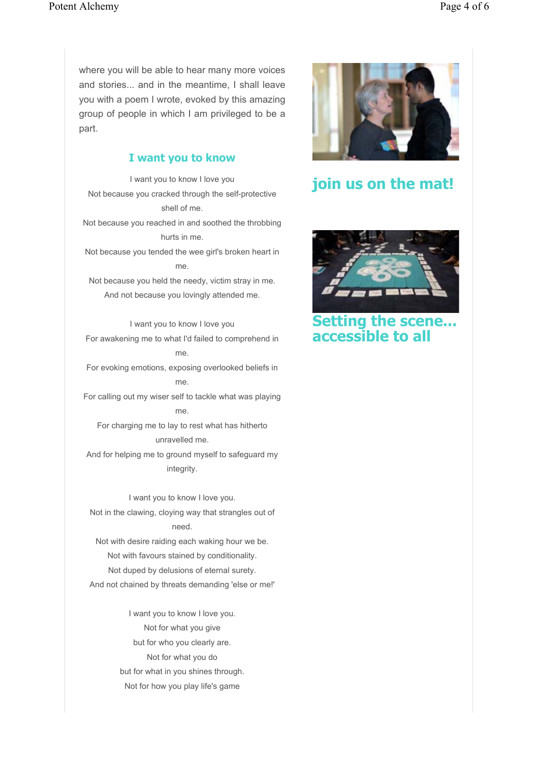where you will be able to hear many more voices and stories... and in the meantime, I shall leave you with a poem I wrote, evoked by this amazing group of people in which I am privileged to be a part.

### I want you to know

I want you to know I love you
Not because you cracked through the self-protective shell of me.
Not because you reached in and soothed the throbbing hurts in me.
Not because you tended the wee girl's broken heart in me.
Not because you held the needy, victim stray in me.
And not because you lovingly attended me.

I want you to know I love you
For awakening me to what I'd failed to comprehend in me.
For evoking emotions, exposing overlooked beliefs in me.
For calling out my wiser self to tackle what was playing me.
For charging me to lay to rest what has hitherto unravelled me.
And for helping me to ground myself to safeguard my integrity.

I want you to know I love you.
Not in the clawing, cloying way that strangles out of need.
Not with desire raiding each waking hour we be.
Not with favours stained by conditionality.
Not duped by delusions of eternal surety.
And not chained by threats demanding 'else or me!'

I want you to know I love you.
Not for what you give
but for who you clearly are.
Not for what you do
but for what in you shines through.
Not for how you play life's game

## join us on the mat!

## Setting the scene... accessible to all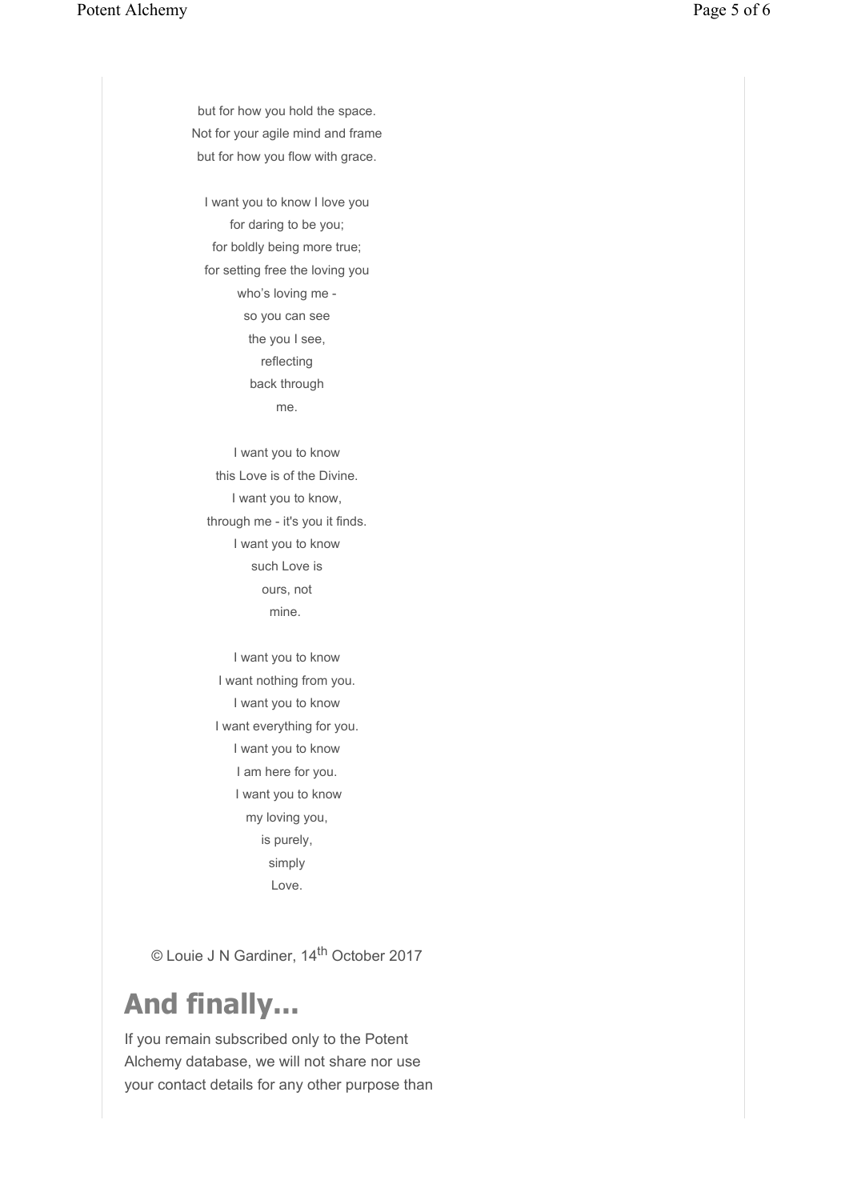but for how you hold the space.  
Not for your agile mind and frame  
but for how you flow with grace.

I want you to know I love you  
for daring to be you;  
for boldly being more true;  
for setting free the loving you  
who's loving me -  
so you can see  
the you I see,  
reflecting  
back through  
me.

I want you to know  
this Love is of the Divine.  
I want you to know,  
through me - it's you it finds.  
I want you to know  
such Love is  
ours, not  
mine.

I want you to know  
I want nothing from you.  
I want you to know  
I want everything for you.  
I want you to know  
I am here for you.  
I want you to know  
my loving you,  
is purely,  
simply  
Love.

© Louie J N Gardiner, 14th October 2017

## And finally...

If you remain subscribed only to the Potent Alchemy database, we will not share nor use your contact details for any other purpose than